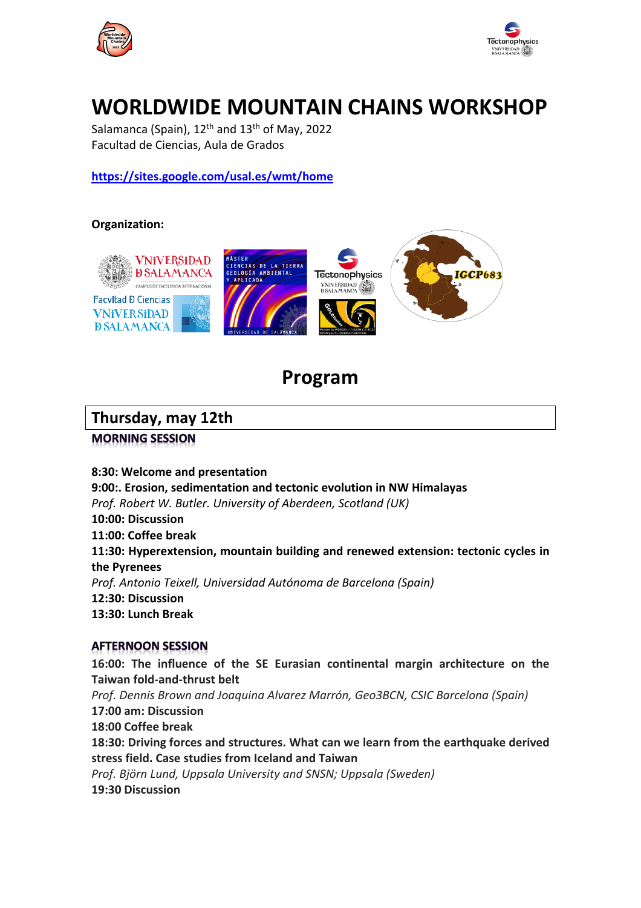# WORLDWIDE MOUNTAIN CHAINS WORKSHOP

Salamanca (Spain), 12th and 13th of May, 2022
Facultad de Ciencias, Aula de Grados

https://sites.google.com/usal.es/wmt/home

**Organization:**

# Program

## Thursday, may 12th

### MORNING SESSION

**8:30: Welcome and presentation**
**9:00:. Erosion, sedimentation and tectonic evolution in NW Himalayas**
*Prof. Robert W. Butler. University of Aberdeen, Scotland (UK)*
**10:00: Discussion**
**11:00: Coffee break**
**11:30: Hyperextension, mountain building and renewed extension: tectonic cycles in the Pyrenees**
*Prof. Antonio Teixell, Universidad Autónoma de Barcelona (Spain)*
**12:30: Discussion**
**13:30: Lunch Break**

### AFTERNOON SESSION

**16:00: The influence of the SE Eurasian continental margin architecture on the Taiwan fold-and-thrust belt**
*Prof. Dennis Brown and Joaquina Alvarez Marrón, Geo3BCN, CSIC Barcelona (Spain)*
**17:00 am: Discussion**
**18:00 Coffee break**
**18:30: Driving forces and structures. What can we learn from the earthquake derived stress field. Case studies from Iceland and Taiwan**
*Prof. Björn Lund, Uppsala University and SNSN; Uppsala (Sweden)*
**19:30 Discussion**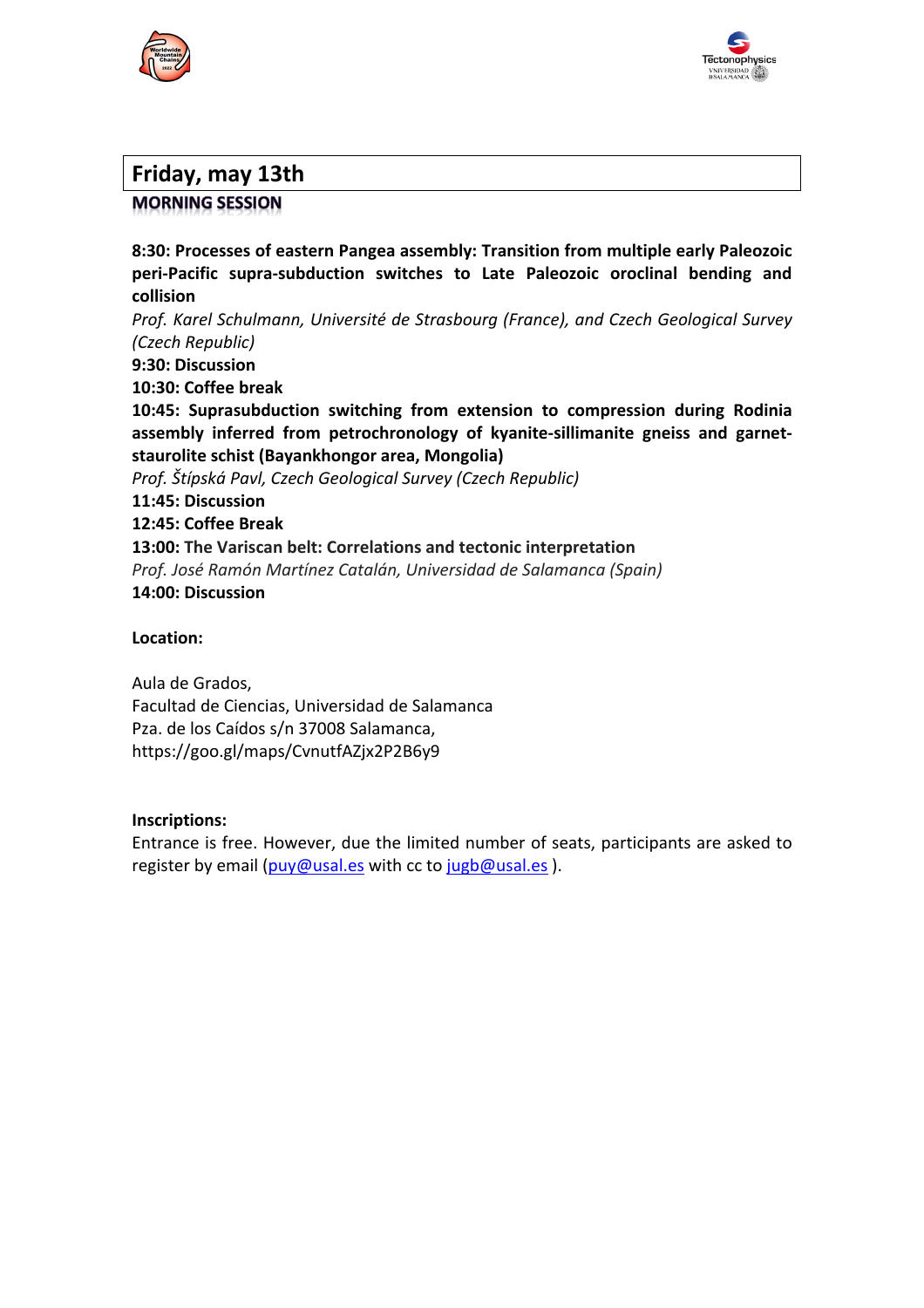## Friday, may 13th

### MORNING SESSION

**8:30: Processes of eastern Pangea assembly: Transition from multiple early Paleozoic peri-Pacific supra-subduction switches to Late Paleozoic oroclinal bending and collision**

*Prof. Karel Schulmann, Université de Strasbourg (France), and Czech Geological Survey (Czech Republic)*

**9:30: Discussion**

**10:30: Coffee break**

**10:45: Suprasubduction switching from extension to compression during Rodinia assembly inferred from petrochronology of kyanite-sillimanite gneiss and garnet-staurolite schist (Bayankhongor area, Mongolia)**

*Prof. Štípská Pavl, Czech Geological Survey (Czech Republic)*

**11:45: Discussion**

**12:45: Coffee Break**

**13:00: The Variscan belt: Correlations and tectonic interpretation**

*Prof. José Ramón Martínez Catalán, Universidad de Salamanca (Spain)*

**14:00: Discussion**

**Location:**

Aula de Grados,
Facultad de Ciencias, Universidad de Salamanca
Pza. de los Caídos s/n 37008 Salamanca,
https://goo.gl/maps/CvnutfAZjx2P2B6y9

**Inscriptions:**

Entrance is free. However, due the limited number of seats, participants are asked to register by email (puy@usal.es with cc to jugb@usal.es ).